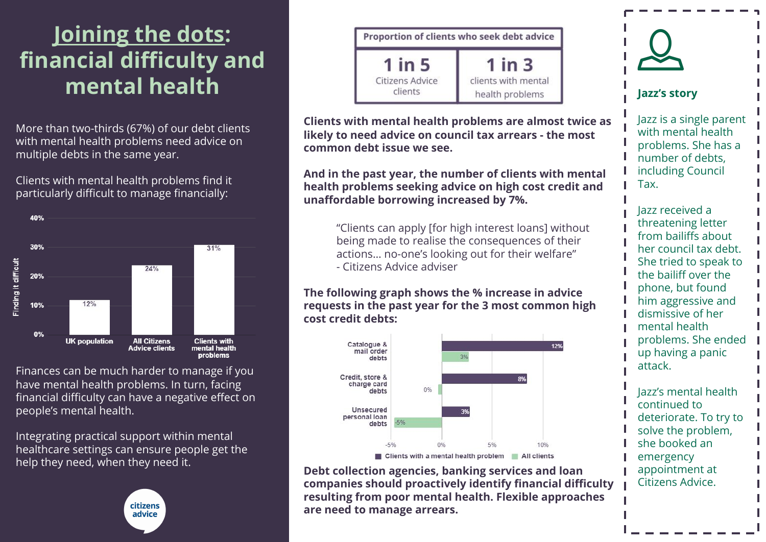# Joining the dots: financial difficulty and mental health

More than two-thirds (67%) of our debt clients with mental health problems need advice on multiple debts in the same year.

Clients with mental health problems find it particularly difficult to manage financially:

| | Finding it difficult |
|---|---|
| UK population | 12% |
| All Citizens Advice clients | 24% |
| Clients with mental health problems | 31% |

Finances can be much harder to manage if you have mental health problems. In turn, facing financial difficulty can have a negative effect on people's mental health.

Integrating practical support within mental healthcare settings can ensure people get the help they need, when they need it.

| Proportion of clients who seek debt advice | |
|---|---|
| **1 in 5** Citizens Advice clients | **1 in 3** clients with mental health problems |

**Clients with mental health problems are almost twice as likely to need advice on council tax arrears - the most common debt issue we see.**

**And in the past year, the number of clients with mental health problems seeking advice on high cost credit and unaffordable borrowing increased by 7%.**

> "Clients can apply [for high interest loans] without being made to realise the consequences of their actions... no-one's looking out for their welfare"
> - Citizens Advice adviser

**The following graph shows the % increase in advice requests in the past year for the 3 most common high cost credit debts:**

| | Clients with a mental health problem | All clients |
|---|---|---|
| Catalogue & mail order debts | 12% | 3% |
| Credit, store & charge card debts | 8% | 0% |
| Unsecured personal loan debts | 3% | -5% |

**Debt collection agencies, banking services and loan companies should proactively identify financial difficulty resulting from poor mental health. Flexible approaches are need to manage arrears.**

### Jazz's story

Jazz is a single parent with mental health problems. She has a number of debts, including Council Tax.

Jazz received a threatening letter from bailiffs about her council tax debt. She tried to speak to the bailiff over the phone, but found him aggressive and dismissive of her mental health problems. She ended up having a panic attack.

Jazz's mental health continued to deteriorate. To try to solve the problem, she booked an emergency appointment at Citizens Advice.

citizens advice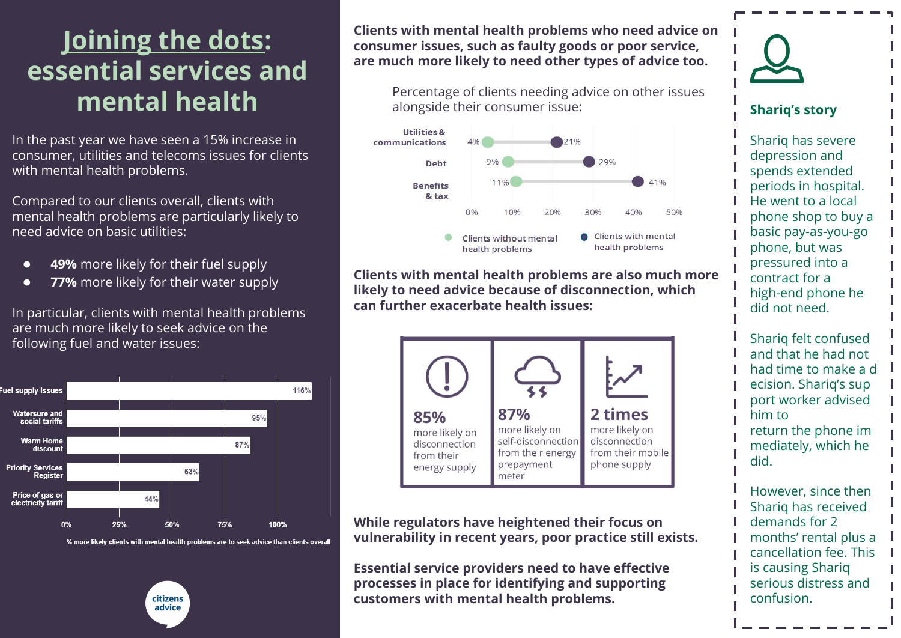# Joining the dots: essential services and mental health

In the past year we have seen a 15% increase in consumer, utilities and telecoms issues for clients with mental health problems.

Compared to our clients overall, clients with mental health problems are particularly likely to need advice on basic utilities:

- **49%** more likely for their fuel supply
- **77%** more likely for their water supply

In particular, clients with mental health problems are much more likely to seek advice on the following fuel and water issues:

| Issue | % more likely clients with mental health problems are to seek advice than clients overall |
| --- | --- |
| Fuel supply issues | 116% |
| Watersure and social tariffs | 95% |
| Warm Home discount | 87% |
| Priority Services Register | 63% |
| Price of gas or electricity tariff | 44% |

**Clients with mental health problems who need advice on consumer issues, such as faulty goods or poor service, are much more likely to need other types of advice too.**

Percentage of clients needing advice on other issues alongside their consumer issue:

| Issue | Clients without mental health problems | Clients with mental health problems |
| --- | --- | --- |
| Utilities & communications | 4% | 21% |
| Debt | 9% | 29% |
| Benefits & tax | 11% | 41% |

**Clients with mental health problems are also much more likely to need advice because of disconnection, which can further exacerbate health issues:**

- **85%** more likely on disconnection from their energy supply
- **87%** more likely on self-disconnection from their energy prepayment meter
- **2 times** more likely on disconnection from their mobile phone supply

**While regulators have heightened their focus on vulnerability in recent years, poor practice still exists.**

**Essential service providers need to have effective processes in place for identifying and supporting customers with mental health problems.**

## Shariq's story

Shariq has severe depression and spends extended periods in hospital. He went to a local phone shop to buy a basic pay-as-you-go phone, but was pressured into a contract for a high-end phone he did not need.

Shariq felt confused and that he had not had time to make a decision. Shariq's support worker advised him to return the phone immediately, which he did.

However, since then Shariq has received demands for 2 months' rental plus a cancellation fee. This is causing Shariq serious distress and confusion.

citizens advice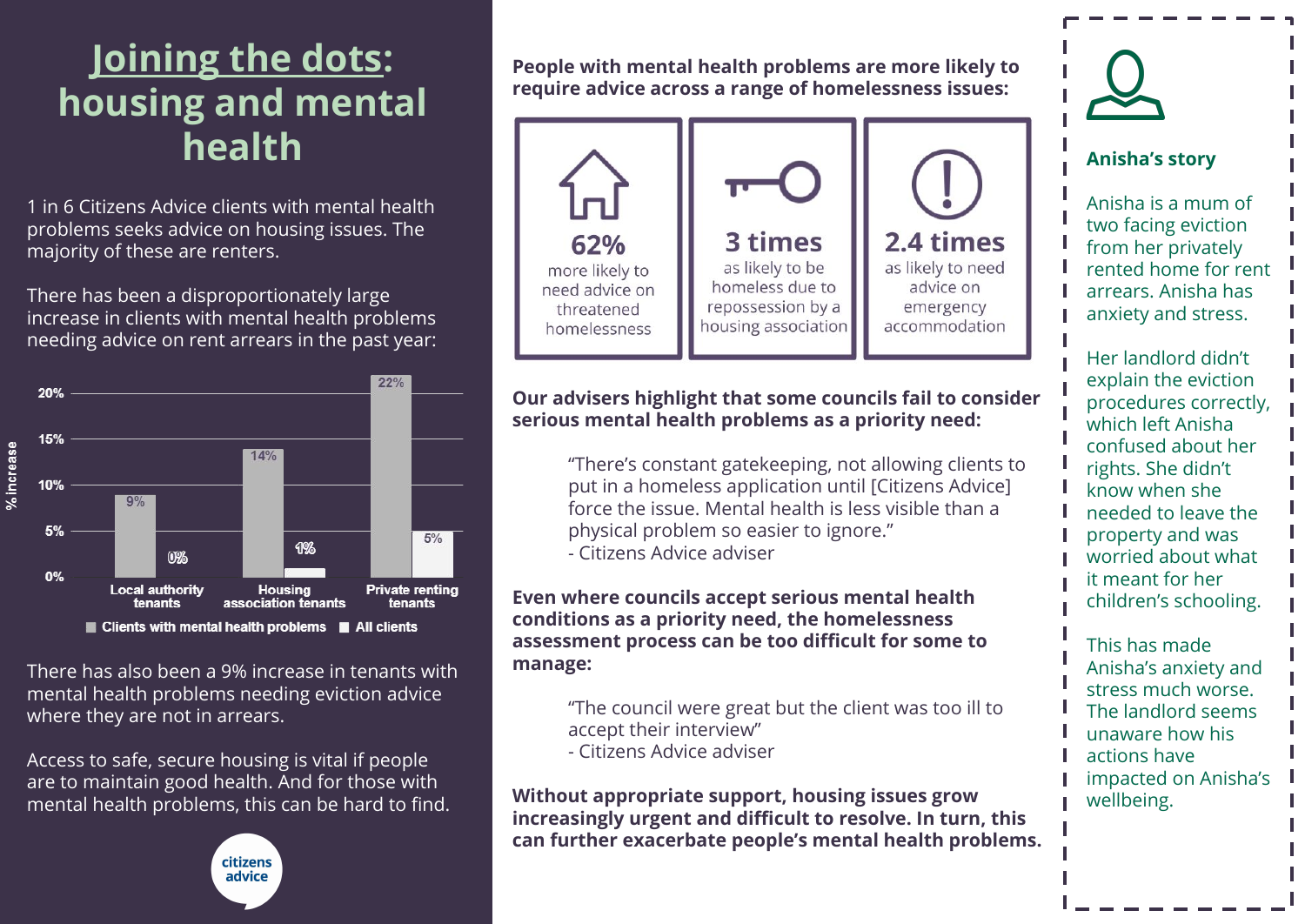# Joining the dots: housing and mental health

1 in 6 Citizens Advice clients with mental health problems seeks advice on housing issues. The majority of these are renters.

There has been a disproportionately large increase in clients with mental health problems needing advice on rent arrears in the past year:

| % increase | Clients with mental health problems | All clients |
|---|---|---|
| Local authority tenants | 9% | 0% |
| Housing association tenants | 14% | 1% |
| Private renting tenants | 22% | 5% |

There has also been a 9% increase in tenants with mental health problems needing eviction advice where they are not in arrears.

Access to safe, secure housing is vital if people are to maintain good health. And for those with mental health problems, this can be hard to find.

**People with mental health problems are more likely to require advice across a range of homelessness issues:**

- **62%** more likely to need advice on threatened homelessness
- **3 times** as likely to be homeless due to repossession by a housing association
- **2.4 times** as likely to need advice on emergency accommodation

**Our advisers highlight that some councils fail to consider serious mental health problems as a priority need:**

> "There's constant gatekeeping, not allowing clients to put in a homeless application until [Citizens Advice] force the issue. Mental health is less visible than a physical problem so easier to ignore."
> - Citizens Advice adviser

**Even where councils accept serious mental health conditions as a priority need, the homelessness assessment process can be too difficult for some to manage:**

> "The council were great but the client was too ill to accept their interview"
> - Citizens Advice adviser

**Without appropriate support, housing issues grow increasingly urgent and difficult to resolve. In turn, this can further exacerbate people's mental health problems.**

### Anisha's story

Anisha is a mum of two facing eviction from her privately rented home for rent arrears. Anisha has anxiety and stress.

Her landlord didn't explain the eviction procedures correctly, which left Anisha confused about her rights. She didn't know when she needed to leave the property and was worried about what it meant for her children's schooling.

This has made Anisha's anxiety and stress much worse. The landlord seems unaware how his actions have impacted on Anisha's wellbeing.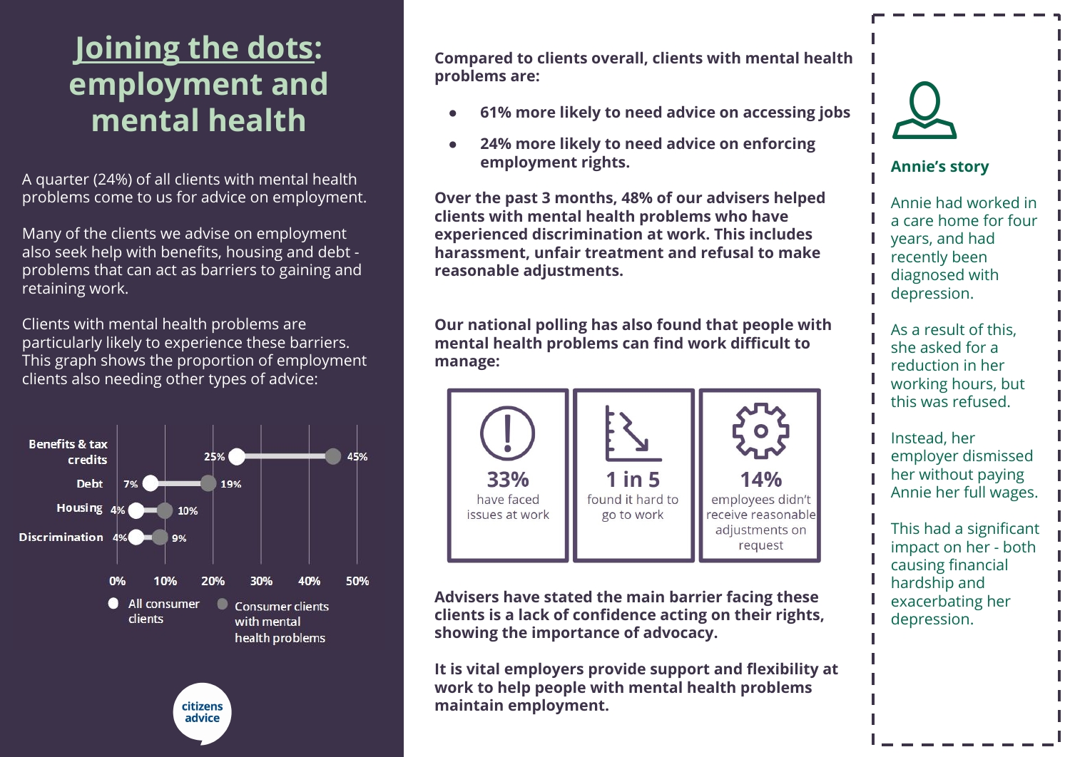# Joining the dots: employment and mental health

A quarter (24%) of all clients with mental health problems come to us for advice on employment.

Many of the clients we advise on employment also seek help with benefits, housing and debt - problems that can act as barriers to gaining and retaining work.

Clients with mental health problems are particularly likely to experience these barriers. This graph shows the proportion of employment clients also needing other types of advice:

| | All consumer clients | Consumer clients with mental health problems |
|---|---|---|
| Benefits & tax credits | 25% | 45% |
| Debt | 7% | 19% |
| Housing | 4% | 10% |
| Discrimination | 4% | 9% |

**Compared to clients overall, clients with mental health problems are:**

- **61% more likely to need advice on accessing jobs**
- **24% more likely to need advice on enforcing employment rights.**

**Over the past 3 months, 48% of our advisers helped clients with mental health problems who have experienced discrimination at work. This includes harassment, unfair treatment and refusal to make reasonable adjustments.**

**Our national polling has also found that people with mental health problems can find work difficult to manage:**

- **33%** have faced issues at work
- **1 in 5** found it hard to go to work
- **14%** employees didn't receive reasonable adjustments on request

**Advisers have stated the main barrier facing these clients is a lack of confidence acting on their rights, showing the importance of advocacy.**

**It is vital employers provide support and flexibility at work to help people with mental health problems maintain employment.**

### Annie's story

Annie had worked in a care home for four years, and had recently been diagnosed with depression.

As a result of this, she asked for a reduction in her working hours, but this was refused.

Instead, her employer dismissed her without paying Annie her full wages.

This had a significant impact on her - both causing financial hardship and exacerbating her depression.

citizens advice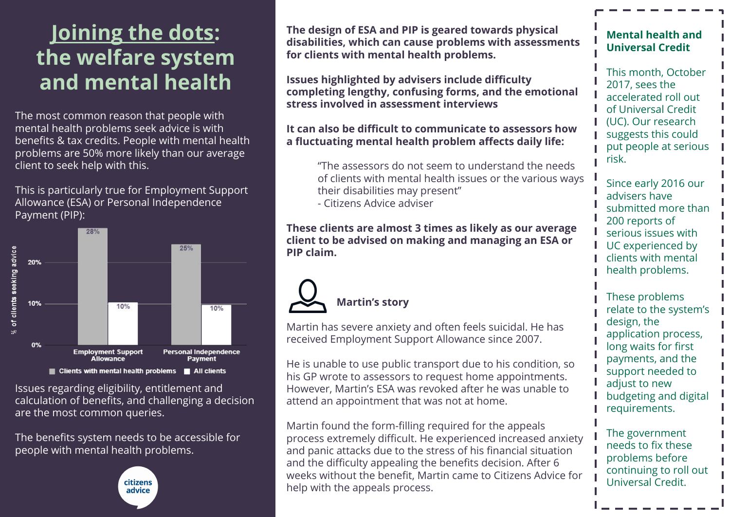# Joining the dots: the welfare system and mental health

The most common reason that people with mental health problems seek advice is with benefits & tax credits. People with mental health problems are 50% more likely than our average client to seek help with this.

This is particularly true for Employment Support Allowance (ESA) or Personal Independence Payment (PIP):

% of clients seeking advice

0%
10%
20%

28%
10%
25%
10%

Employment Support Allowance
Personal Independence Payment

Clients with mental health problems
All clients

Issues regarding eligibility, entitlement and calculation of benefits, and challenging a decision are the most common queries.

The benefits system needs to be accessible for people with mental health problems.

citizens advice

**The design of ESA and PIP is geared towards physical disabilities, which can cause problems with assessments for clients with mental health problems.**

**Issues highlighted by advisers include difficulty completing lengthy, confusing forms, and the emotional stress involved in assessment interviews**

**It can also be difficult to communicate to assessors how a fluctuating mental health problem affects daily life:**

> "The assessors do not seem to understand the needs of clients with mental health issues or the various ways their disabilities may present"
> - Citizens Advice adviser

**These clients are almost 3 times as likely as our average client to be advised on making and managing an ESA or PIP claim.**

**Martin's story**

Martin has severe anxiety and often feels suicidal. He has received Employment Support Allowance since 2007.

He is unable to use public transport due to his condition, so his GP wrote to assessors to request home appointments. However, Martin's ESA was revoked after he was unable to attend an appointment that was not at home.

Martin found the form-filling required for the appeals process extremely difficult. He experienced increased anxiety and panic attacks due to the stress of his financial situation and the difficulty appealing the benefits decision. After 6 weeks without the benefit, Martin came to Citizens Advice for help with the appeals process.

## Mental health and Universal Credit

This month, October 2017, sees the accelerated roll out of Universal Credit (UC). Our research suggests this could put people at serious risk.

Since early 2016 our advisers have submitted more than 200 reports of serious issues with UC experienced by clients with mental health problems.

These problems relate to the system's design, the application process, long waits for first payments, and the support needed to adjust to new budgeting and digital requirements.

The government needs to fix these problems before continuing to roll out Universal Credit.